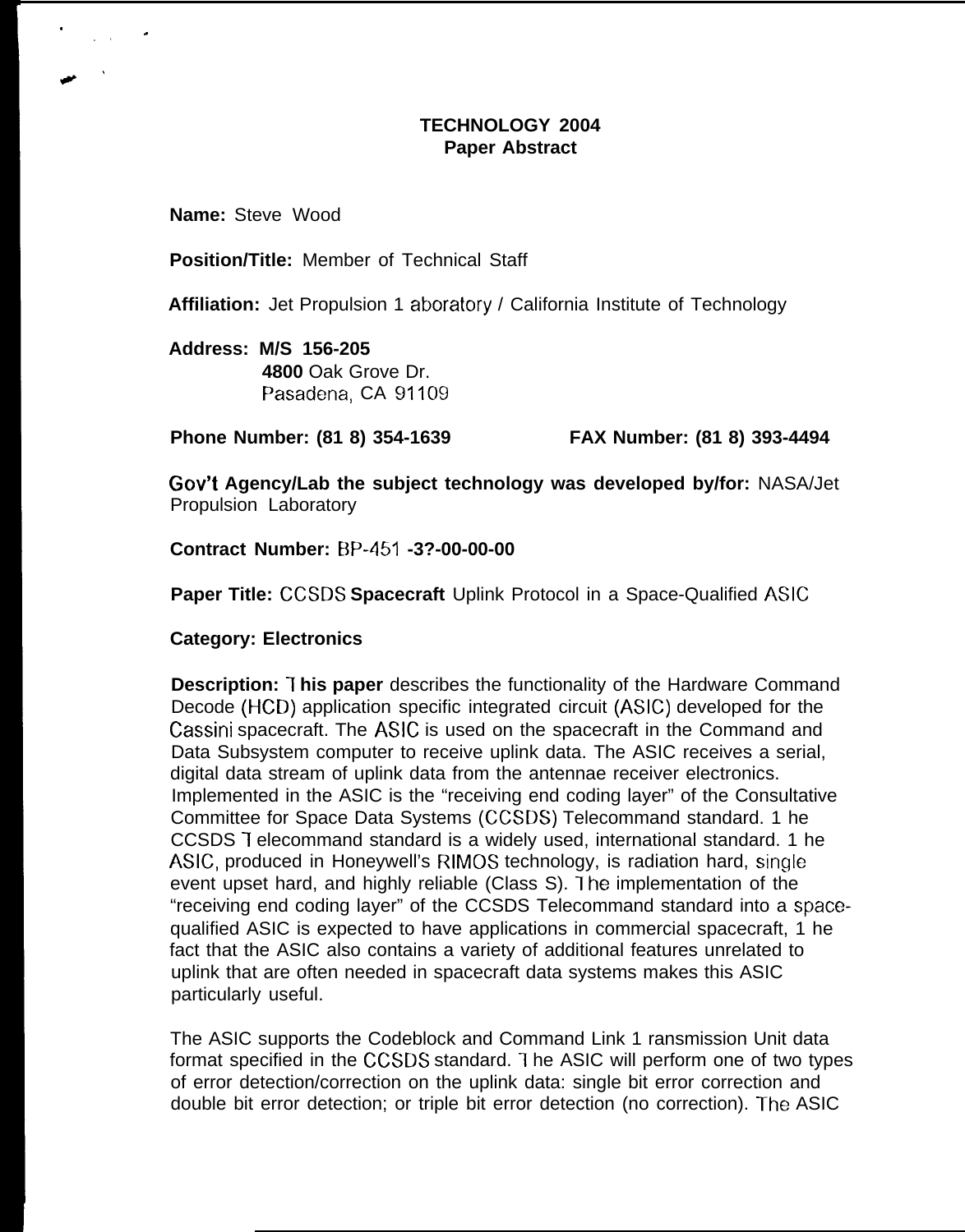**TECHNOLOGY 2004**
**Paper Abstract**

**Name:** Steve Wood

**Position/Title:** Member of Technical Staff

**Affiliation:** Jet Propulsion 1 aboratory / California Institute of Technology

**Address: M/S 156-205**
**4800** Oak Grove Dr.
Pasadena, CA 91109

**Phone Number: (81 8) 354-1639** **FAX Number: (81 8) 393-4494**

**Gov't Agency/Lab the subject technology was developed by/for:** NASA/Jet Propulsion Laboratory

**Contract Number:** BP-451 **-3?-00-00-00**

**Paper Title:** CCSDS **Spacecraft** Uplink Protocol in a Space-Qualified ASIC

**Category: Electronics**

**Description: 1 his paper** describes the functionality of the Hardware Command Decode (HCD) application specific integrated circuit (ASIC) developed for the Cassini spacecraft. The ASIC is used on the spacecraft in the Command and Data Subsystem computer to receive uplink data. The ASIC receives a serial, digital data stream of uplink data from the antennae receiver electronics. Implemented in the ASIC is the "receiving end coding layer" of the Consultative Committee for Space Data Systems (CCSDS) Telecommand standard. 1 he CCSDS 1 elecommand standard is a widely used, international standard. 1 he ASIC, produced in Honeywell's RIMOS technology, is radiation hard, single event upset hard, and highly reliable (Class S). 1 he implementation of the "receiving end coding layer" of the CCSDS Telecommand standard into a space-qualified ASIC is expected to have applications in commercial spacecraft, 1 he fact that the ASIC also contains a variety of additional features unrelated to uplink that are often needed in spacecraft data systems makes this ASIC particularly useful.

The ASIC supports the Codeblock and Command Link 1 ransmission Unit data format specified in the CCSDS standard. 1 he ASIC will perform one of two types of error detection/correction on the uplink data: single bit error correction and double bit error detection; or triple bit error detection (no correction). The ASIC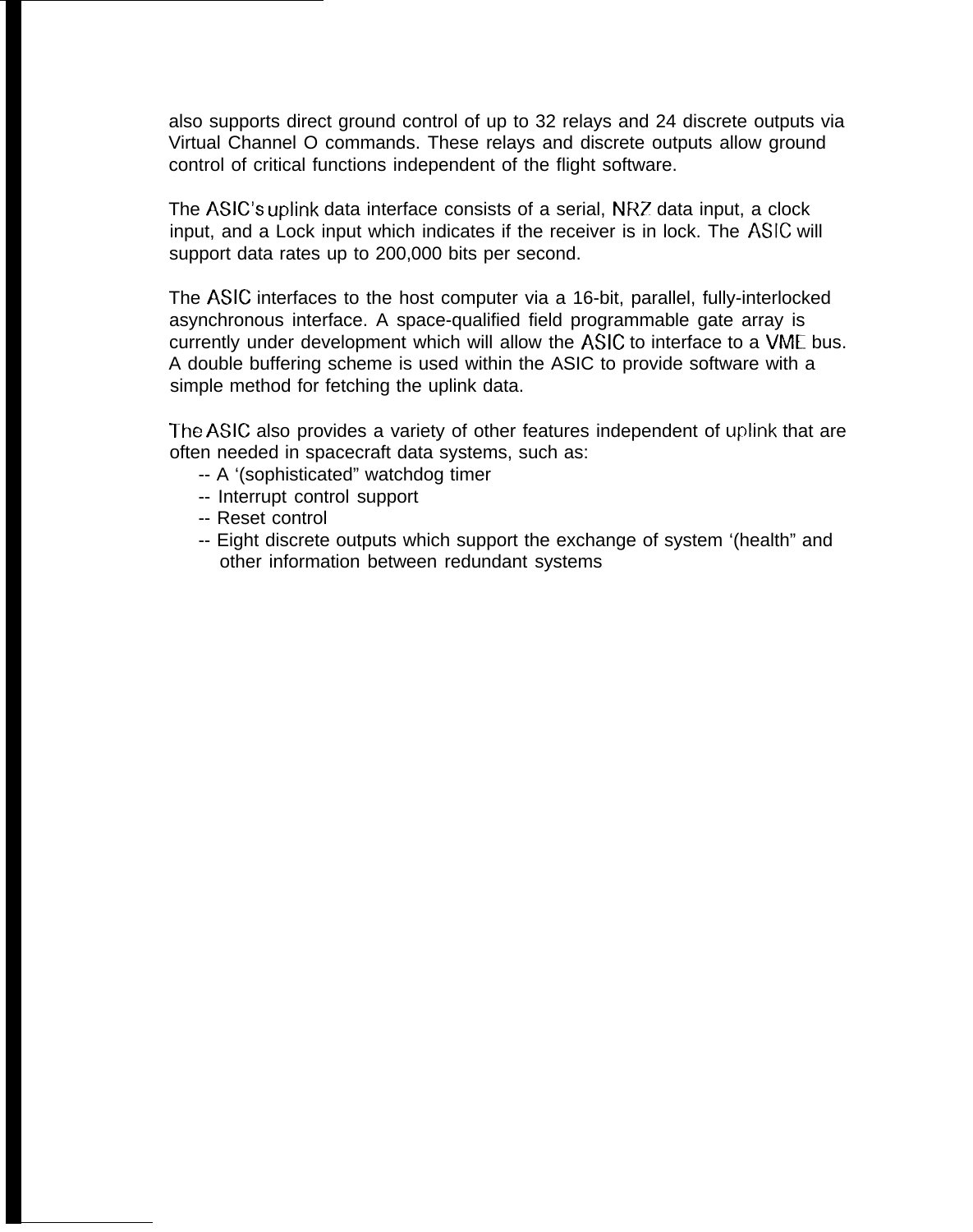also supports direct ground control of up to 32 relays and 24 discrete outputs via Virtual Channel O commands. These relays and discrete outputs allow ground control of critical functions independent of the flight software.

The ASIC's uplink data interface consists of a serial, NRZ data input, a clock input, and a Lock input which indicates if the receiver is in lock. The ASIC will support data rates up to 200,000 bits per second.

The ASIC interfaces to the host computer via a 16-bit, parallel, fully-interlocked asynchronous interface. A space-qualified field programmable gate array is currently under development which will allow the ASIC to interface to a VME bus. A double buffering scheme is used within the ASIC to provide software with a simple method for fetching the uplink data.

The ASIC also provides a variety of other features independent of uplink that are often needed in spacecraft data systems, such as:

- -- A '(sophisticated" watchdog timer
- -- Interrupt control support
- -- Reset control
- -- Eight discrete outputs which support the exchange of system '(health" and other information between redundant systems